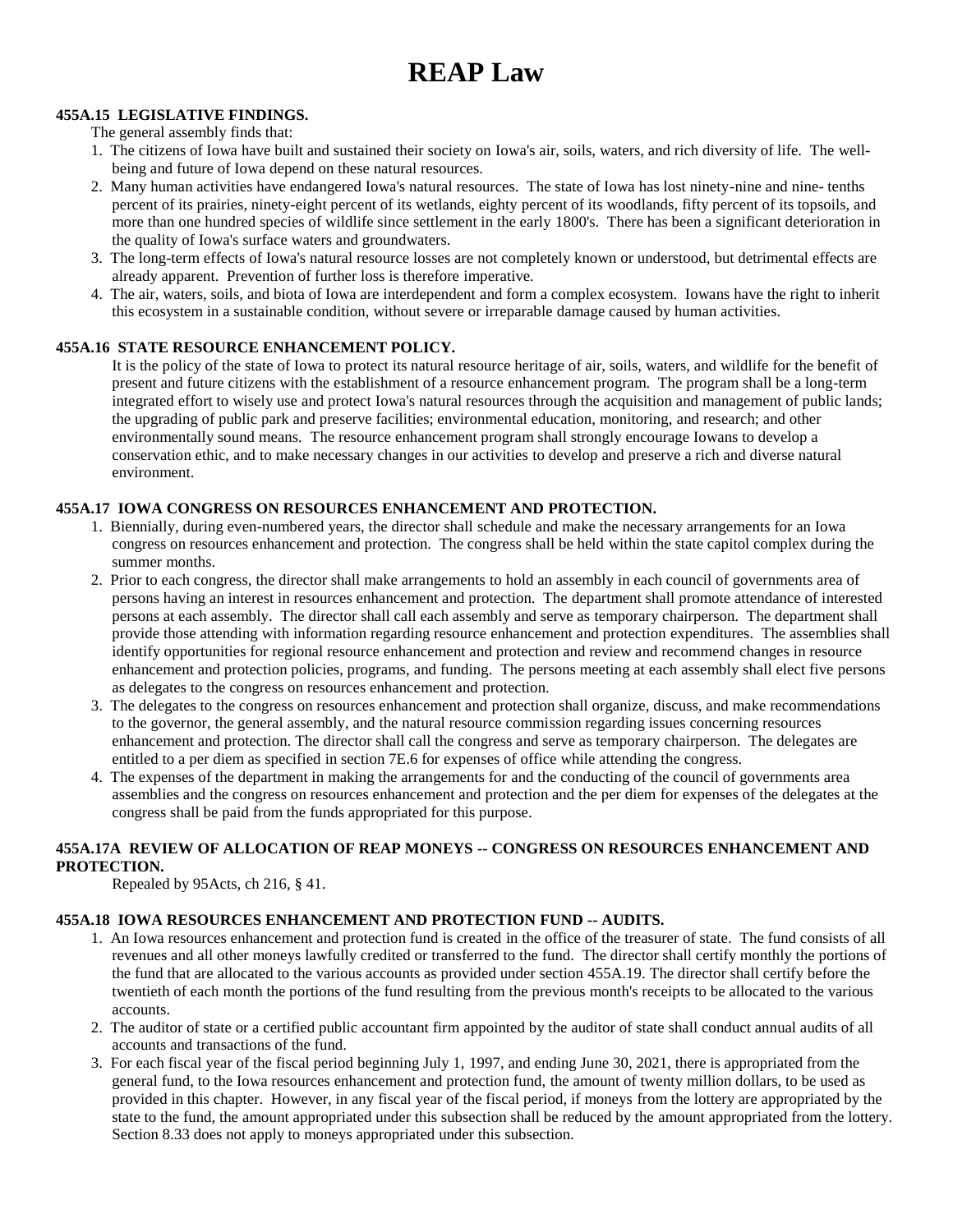# REAP Law

**455A.15 LEGISLATIVE FINDINGS.**

The general assembly finds that:

1. The citizens of Iowa have built and sustained their society on Iowa's air, soils, waters, and rich diversity of life. The well-being and future of Iowa depend on these natural resources.
2. Many human activities have endangered Iowa's natural resources. The state of Iowa has lost ninety-nine and nine- tenths percent of its prairies, ninety-eight percent of its wetlands, eighty percent of its woodlands, fifty percent of its topsoils, and more than one hundred species of wildlife since settlement in the early 1800's. There has been a significant deterioration in the quality of Iowa's surface waters and groundwaters.
3. The long-term effects of Iowa's natural resource losses are not completely known or understood, but detrimental effects are already apparent. Prevention of further loss is therefore imperative.
4. The air, waters, soils, and biota of Iowa are interdependent and form a complex ecosystem. Iowans have the right to inherit this ecosystem in a sustainable condition, without severe or irreparable damage caused by human activities.

**455A.16 STATE RESOURCE ENHANCEMENT POLICY.**

It is the policy of the state of Iowa to protect its natural resource heritage of air, soils, waters, and wildlife for the benefit of present and future citizens with the establishment of a resource enhancement program. The program shall be a long-term integrated effort to wisely use and protect Iowa's natural resources through the acquisition and management of public lands; the upgrading of public park and preserve facilities; environmental education, monitoring, and research; and other environmentally sound means. The resource enhancement program shall strongly encourage Iowans to develop a conservation ethic, and to make necessary changes in our activities to develop and preserve a rich and diverse natural environment.

**455A.17 IOWA CONGRESS ON RESOURCES ENHANCEMENT AND PROTECTION.**

1. Biennially, during even-numbered years, the director shall schedule and make the necessary arrangements for an Iowa congress on resources enhancement and protection. The congress shall be held within the state capitol complex during the summer months.
2. Prior to each congress, the director shall make arrangements to hold an assembly in each council of governments area of persons having an interest in resources enhancement and protection. The department shall promote attendance of interested persons at each assembly. The director shall call each assembly and serve as temporary chairperson. The department shall provide those attending with information regarding resource enhancement and protection expenditures. The assemblies shall identify opportunities for regional resource enhancement and protection and review and recommend changes in resource enhancement and protection policies, programs, and funding. The persons meeting at each assembly shall elect five persons as delegates to the congress on resources enhancement and protection.
3. The delegates to the congress on resources enhancement and protection shall organize, discuss, and make recommendations to the governor, the general assembly, and the natural resource commission regarding issues concerning resources enhancement and protection. The director shall call the congress and serve as temporary chairperson. The delegates are entitled to a per diem as specified in section 7E.6 for expenses of office while attending the congress.
4. The expenses of the department in making the arrangements for and the conducting of the council of governments area assemblies and the congress on resources enhancement and protection and the per diem for expenses of the delegates at the congress shall be paid from the funds appropriated for this purpose.

**455A.17A REVIEW OF ALLOCATION OF REAP MONEYS -- CONGRESS ON RESOURCES ENHANCEMENT AND PROTECTION.**

Repealed by 95Acts, ch 216, § 41.

**455A.18 IOWA RESOURCES ENHANCEMENT AND PROTECTION FUND -- AUDITS.**

1. An Iowa resources enhancement and protection fund is created in the office of the treasurer of state. The fund consists of all revenues and all other moneys lawfully credited or transferred to the fund. The director shall certify monthly the portions of the fund that are allocated to the various accounts as provided under section 455A.19. The director shall certify before the twentieth of each month the portions of the fund resulting from the previous month's receipts to be allocated to the various accounts.
2. The auditor of state or a certified public accountant firm appointed by the auditor of state shall conduct annual audits of all accounts and transactions of the fund.
3. For each fiscal year of the fiscal period beginning July 1, 1997, and ending June 30, 2021, there is appropriated from the general fund, to the Iowa resources enhancement and protection fund, the amount of twenty million dollars, to be used as provided in this chapter. However, in any fiscal year of the fiscal period, if moneys from the lottery are appropriated by the state to the fund, the amount appropriated under this subsection shall be reduced by the amount appropriated from the lottery. Section 8.33 does not apply to moneys appropriated under this subsection.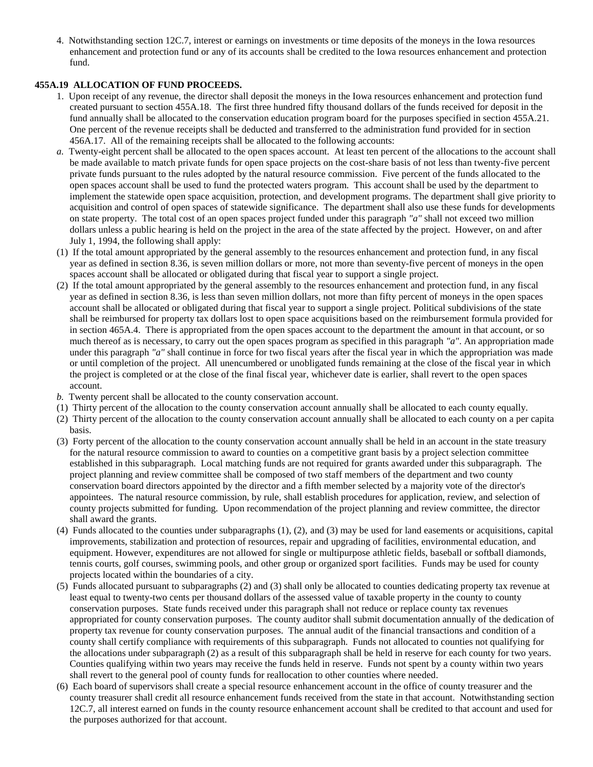4. Notwithstanding section 12C.7, interest or earnings on investments or time deposits of the moneys in the Iowa resources enhancement and protection fund or any of its accounts shall be credited to the Iowa resources enhancement and protection fund.

**455A.19 ALLOCATION OF FUND PROCEEDS.**

1. Upon receipt of any revenue, the director shall deposit the moneys in the Iowa resources enhancement and protection fund created pursuant to section 455A.18. The first three hundred fifty thousand dollars of the funds received for deposit in the fund annually shall be allocated to the conservation education program board for the purposes specified in section 455A.21. One percent of the revenue receipts shall be deducted and transferred to the administration fund provided for in section 456A.17. All of the remaining receipts shall be allocated to the following accounts:

*a.* Twenty-eight percent shall be allocated to the open spaces account. At least ten percent of the allocations to the account shall be made available to match private funds for open space projects on the cost-share basis of not less than twenty-five percent private funds pursuant to the rules adopted by the natural resource commission. Five percent of the funds allocated to the open spaces account shall be used to fund the protected waters program. This account shall be used by the department to implement the statewide open space acquisition, protection, and development programs. The department shall give priority to acquisition and control of open spaces of statewide significance. The department shall also use these funds for developments on state property. The total cost of an open spaces project funded under this paragraph *"a"* shall not exceed two million dollars unless a public hearing is held on the project in the area of the state affected by the project. However, on and after July 1, 1994, the following shall apply:

(1) If the total amount appropriated by the general assembly to the resources enhancement and protection fund, in any fiscal year as defined in section 8.36, is seven million dollars or more, not more than seventy-five percent of moneys in the open spaces account shall be allocated or obligated during that fiscal year to support a single project.

(2) If the total amount appropriated by the general assembly to the resources enhancement and protection fund, in any fiscal year as defined in section 8.36, is less than seven million dollars, not more than fifty percent of moneys in the open spaces account shall be allocated or obligated during that fiscal year to support a single project. Political subdivisions of the state shall be reimbursed for property tax dollars lost to open space acquisitions based on the reimbursement formula provided for in section 465A.4. There is appropriated from the open spaces account to the department the amount in that account, or so much thereof as is necessary, to carry out the open spaces program as specified in this paragraph *"a"*. An appropriation made under this paragraph *"a"* shall continue in force for two fiscal years after the fiscal year in which the appropriation was made or until completion of the project. All unencumbered or unobligated funds remaining at the close of the fiscal year in which the project is completed or at the close of the final fiscal year, whichever date is earlier, shall revert to the open spaces account.

*b.* Twenty percent shall be allocated to the county conservation account.

(1) Thirty percent of the allocation to the county conservation account annually shall be allocated to each county equally.

(2) Thirty percent of the allocation to the county conservation account annually shall be allocated to each county on a per capita basis.

(3) Forty percent of the allocation to the county conservation account annually shall be held in an account in the state treasury for the natural resource commission to award to counties on a competitive grant basis by a project selection committee established in this subparagraph. Local matching funds are not required for grants awarded under this subparagraph. The project planning and review committee shall be composed of two staff members of the department and two county conservation board directors appointed by the director and a fifth member selected by a majority vote of the director's appointees. The natural resource commission, by rule, shall establish procedures for application, review, and selection of county projects submitted for funding. Upon recommendation of the project planning and review committee, the director shall award the grants.

(4) Funds allocated to the counties under subparagraphs (1), (2), and (3) may be used for land easements or acquisitions, capital improvements, stabilization and protection of resources, repair and upgrading of facilities, environmental education, and equipment. However, expenditures are not allowed for single or multipurpose athletic fields, baseball or softball diamonds, tennis courts, golf courses, swimming pools, and other group or organized sport facilities. Funds may be used for county projects located within the boundaries of a city.

(5) Funds allocated pursuant to subparagraphs (2) and (3) shall only be allocated to counties dedicating property tax revenue at least equal to twenty-two cents per thousand dollars of the assessed value of taxable property in the county to county conservation purposes. State funds received under this paragraph shall not reduce or replace county tax revenues appropriated for county conservation purposes. The county auditor shall submit documentation annually of the dedication of property tax revenue for county conservation purposes. The annual audit of the financial transactions and condition of a county shall certify compliance with requirements of this subparagraph. Funds not allocated to counties not qualifying for the allocations under subparagraph (2) as a result of this subparagraph shall be held in reserve for each county for two years. Counties qualifying within two years may receive the funds held in reserve. Funds not spent by a county within two years shall revert to the general pool of county funds for reallocation to other counties where needed.

(6) Each board of supervisors shall create a special resource enhancement account in the office of county treasurer and the county treasurer shall credit all resource enhancement funds received from the state in that account. Notwithstanding section 12C.7, all interest earned on funds in the county resource enhancement account shall be credited to that account and used for the purposes authorized for that account.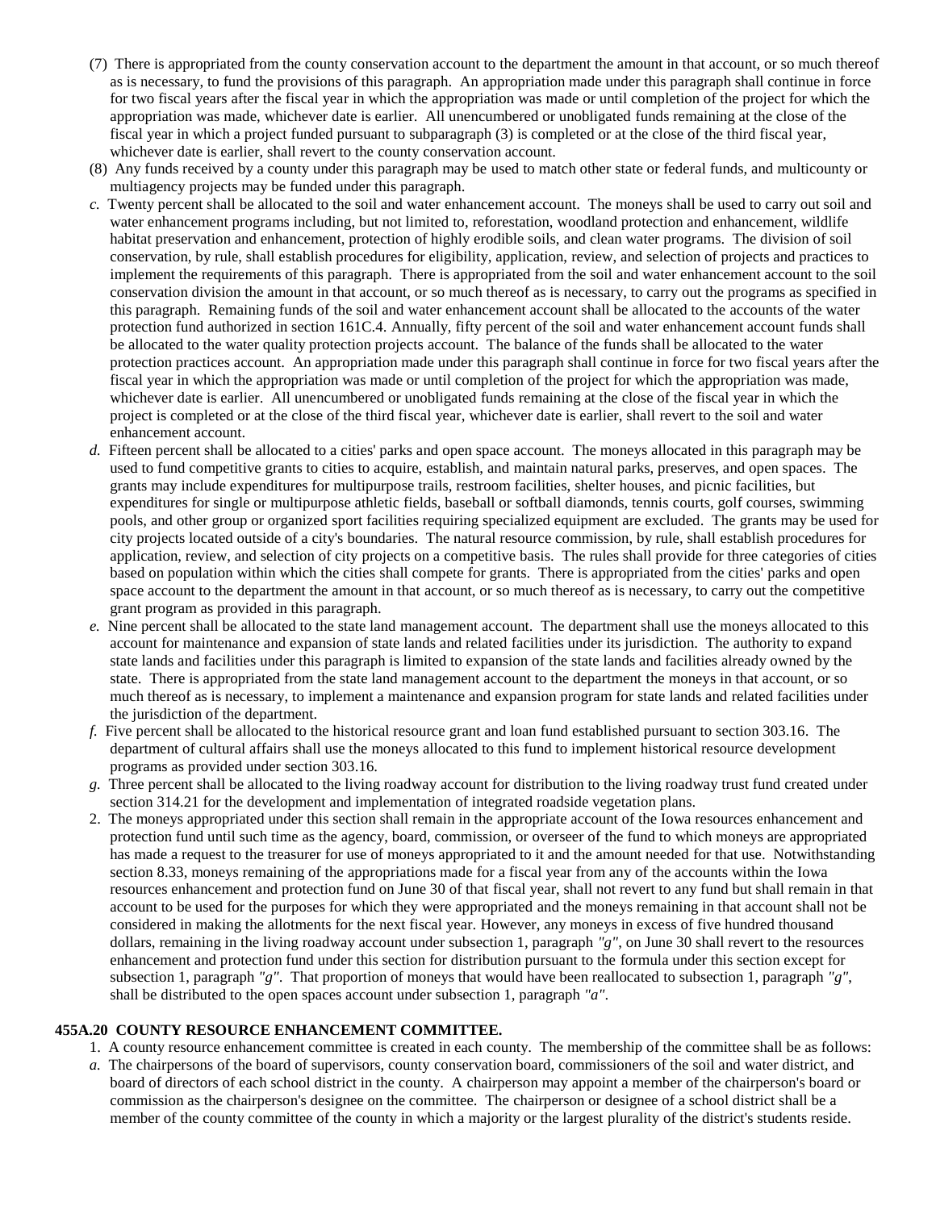(7) There is appropriated from the county conservation account to the department the amount in that account, or so much thereof as is necessary, to fund the provisions of this paragraph. An appropriation made under this paragraph shall continue in force for two fiscal years after the fiscal year in which the appropriation was made or until completion of the project for which the appropriation was made, whichever date is earlier. All unencumbered or unobligated funds remaining at the close of the fiscal year in which a project funded pursuant to subparagraph (3) is completed or at the close of the third fiscal year, whichever date is earlier, shall revert to the county conservation account.

(8) Any funds received by a county under this paragraph may be used to match other state or federal funds, and multicounty or multiagency projects may be funded under this paragraph.

*c.* Twenty percent shall be allocated to the soil and water enhancement account. The moneys shall be used to carry out soil and water enhancement programs including, but not limited to, reforestation, woodland protection and enhancement, wildlife habitat preservation and enhancement, protection of highly erodible soils, and clean water programs. The division of soil conservation, by rule, shall establish procedures for eligibility, application, review, and selection of projects and practices to implement the requirements of this paragraph. There is appropriated from the soil and water enhancement account to the soil conservation division the amount in that account, or so much thereof as is necessary, to carry out the programs as specified in this paragraph. Remaining funds of the soil and water enhancement account shall be allocated to the accounts of the water protection fund authorized in section 161C.4. Annually, fifty percent of the soil and water enhancement account funds shall be allocated to the water quality protection projects account. The balance of the funds shall be allocated to the water protection practices account. An appropriation made under this paragraph shall continue in force for two fiscal years after the fiscal year in which the appropriation was made or until completion of the project for which the appropriation was made, whichever date is earlier. All unencumbered or unobligated funds remaining at the close of the fiscal year in which the project is completed or at the close of the third fiscal year, whichever date is earlier, shall revert to the soil and water enhancement account.

*d.* Fifteen percent shall be allocated to a cities' parks and open space account. The moneys allocated in this paragraph may be used to fund competitive grants to cities to acquire, establish, and maintain natural parks, preserves, and open spaces. The grants may include expenditures for multipurpose trails, restroom facilities, shelter houses, and picnic facilities, but expenditures for single or multipurpose athletic fields, baseball or softball diamonds, tennis courts, golf courses, swimming pools, and other group or organized sport facilities requiring specialized equipment are excluded. The grants may be used for city projects located outside of a city's boundaries. The natural resource commission, by rule, shall establish procedures for application, review, and selection of city projects on a competitive basis. The rules shall provide for three categories of cities based on population within which the cities shall compete for grants. There is appropriated from the cities' parks and open space account to the department the amount in that account, or so much thereof as is necessary, to carry out the competitive grant program as provided in this paragraph.

*e.* Nine percent shall be allocated to the state land management account. The department shall use the moneys allocated to this account for maintenance and expansion of state lands and related facilities under its jurisdiction. The authority to expand state lands and facilities under this paragraph is limited to expansion of the state lands and facilities already owned by the state. There is appropriated from the state land management account to the department the moneys in that account, or so much thereof as is necessary, to implement a maintenance and expansion program for state lands and related facilities under the jurisdiction of the department.

*f.* Five percent shall be allocated to the historical resource grant and loan fund established pursuant to section 303.16. The department of cultural affairs shall use the moneys allocated to this fund to implement historical resource development programs as provided under section 303.16.

*g.* Three percent shall be allocated to the living roadway account for distribution to the living roadway trust fund created under section 314.21 for the development and implementation of integrated roadside vegetation plans.

2. The moneys appropriated under this section shall remain in the appropriate account of the Iowa resources enhancement and protection fund until such time as the agency, board, commission, or overseer of the fund to which moneys are appropriated has made a request to the treasurer for use of moneys appropriated to it and the amount needed for that use. Notwithstanding section 8.33, moneys remaining of the appropriations made for a fiscal year from any of the accounts within the Iowa resources enhancement and protection fund on June 30 of that fiscal year, shall not revert to any fund but shall remain in that account to be used for the purposes for which they were appropriated and the moneys remaining in that account shall not be considered in making the allotments for the next fiscal year. However, any moneys in excess of five hundred thousand dollars, remaining in the living roadway account under subsection 1, paragraph *"g"*, on June 30 shall revert to the resources enhancement and protection fund under this section for distribution pursuant to the formula under this section except for subsection 1, paragraph *"g"*. That proportion of moneys that would have been reallocated to subsection 1, paragraph *"g"*, shall be distributed to the open spaces account under subsection 1, paragraph *"a"*.

**455A.20 COUNTY RESOURCE ENHANCEMENT COMMITTEE.**

1. A county resource enhancement committee is created in each county. The membership of the committee shall be as follows:

*a.* The chairpersons of the board of supervisors, county conservation board, commissioners of the soil and water district, and board of directors of each school district in the county. A chairperson may appoint a member of the chairperson's board or commission as the chairperson's designee on the committee. The chairperson or designee of a school district shall be a member of the county committee of the county in which a majority or the largest plurality of the district's students reside.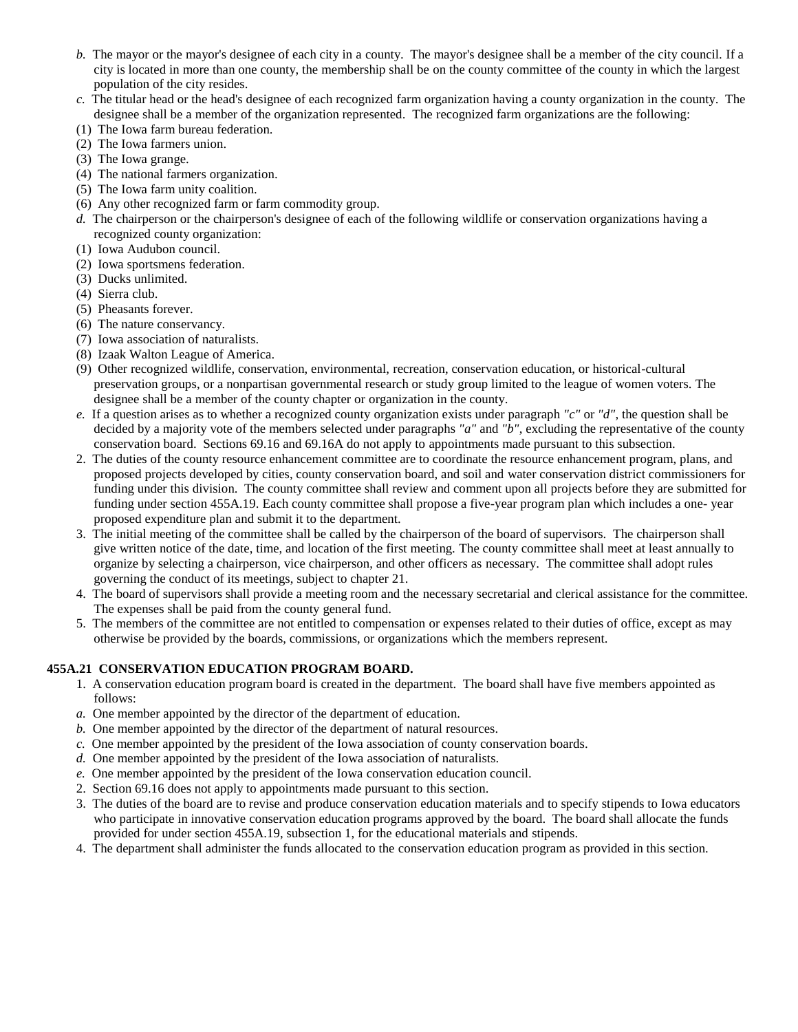*b.* The mayor or the mayor's designee of each city in a county. The mayor's designee shall be a member of the city council. If a city is located in more than one county, the membership shall be on the county committee of the county in which the largest population of the city resides.

*c.* The titular head or the head's designee of each recognized farm organization having a county organization in the county. The designee shall be a member of the organization represented. The recognized farm organizations are the following:

(1) The Iowa farm bureau federation.

(2) The Iowa farmers union.

(3) The Iowa grange.

(4) The national farmers organization.

(5) The Iowa farm unity coalition.

(6) Any other recognized farm or farm commodity group.

*d.* The chairperson or the chairperson's designee of each of the following wildlife or conservation organizations having a recognized county organization:

(1) Iowa Audubon council.

(2) Iowa sportsmens federation.

(3) Ducks unlimited.

(4) Sierra club.

(5) Pheasants forever.

(6) The nature conservancy.

(7) Iowa association of naturalists.

(8) Izaak Walton League of America.

(9) Other recognized wildlife, conservation, environmental, recreation, conservation education, or historical-cultural preservation groups, or a nonpartisan governmental research or study group limited to the league of women voters. The designee shall be a member of the county chapter or organization in the county.

*e.* If a question arises as to whether a recognized county organization exists under paragraph *"c"* or *"d"*, the question shall be decided by a majority vote of the members selected under paragraphs *"a"* and *"b"*, excluding the representative of the county conservation board. Sections 69.16 and 69.16A do not apply to appointments made pursuant to this subsection.

2. The duties of the county resource enhancement committee are to coordinate the resource enhancement program, plans, and proposed projects developed by cities, county conservation board, and soil and water conservation district commissioners for funding under this division. The county committee shall review and comment upon all projects before they are submitted for funding under section 455A.19. Each county committee shall propose a five-year program plan which includes a one- year proposed expenditure plan and submit it to the department.

3. The initial meeting of the committee shall be called by the chairperson of the board of supervisors. The chairperson shall give written notice of the date, time, and location of the first meeting. The county committee shall meet at least annually to organize by selecting a chairperson, vice chairperson, and other officers as necessary. The committee shall adopt rules governing the conduct of its meetings, subject to chapter 21.

4. The board of supervisors shall provide a meeting room and the necessary secretarial and clerical assistance for the committee. The expenses shall be paid from the county general fund.

5. The members of the committee are not entitled to compensation or expenses related to their duties of office, except as may otherwise be provided by the boards, commissions, or organizations which the members represent.

**455A.21 CONSERVATION EDUCATION PROGRAM BOARD.**

1. A conservation education program board is created in the department. The board shall have five members appointed as follows:

*a.* One member appointed by the director of the department of education.

*b.* One member appointed by the director of the department of natural resources.

*c.* One member appointed by the president of the Iowa association of county conservation boards.

*d.* One member appointed by the president of the Iowa association of naturalists.

*e.* One member appointed by the president of the Iowa conservation education council.

2. Section 69.16 does not apply to appointments made pursuant to this section.

3. The duties of the board are to revise and produce conservation education materials and to specify stipends to Iowa educators who participate in innovative conservation education programs approved by the board. The board shall allocate the funds provided for under section 455A.19, subsection 1, for the educational materials and stipends.

4. The department shall administer the funds allocated to the conservation education program as provided in this section.